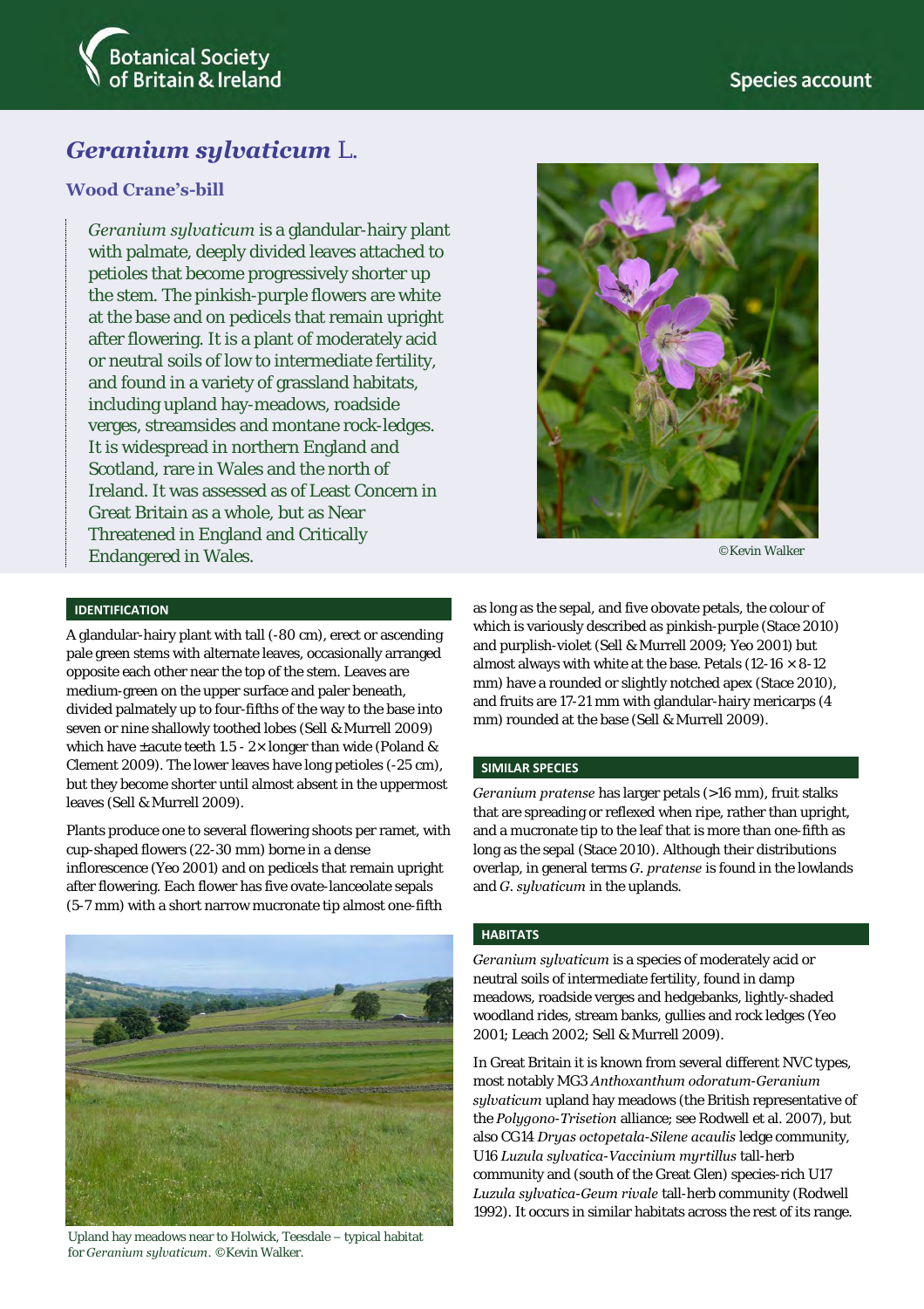# *Geranium sylvaticum* L.

## Wood Crane's-bill

*Geranium sylvaticum* is a glandular-hairy plant with palmate, deeply divided leaves attached to petioles that become progressively shorter up the stem. The pinkish-purple flowers are white at the base and on pedicels that remain upright after flowering. It is a plant of moderately acid or neutral soils of low to intermediate fertility, and found in a variety of grassland habitats, including upland hay-meadows, roadside verges, streamsides and montane rock-ledges. It is widespread in northern England and Scotland, rare in Wales and the north of Ireland. It was assessed as of Least Concern in Great Britain as a whole, but as Near Threatened in England and Critically Endangered in Wales.

©Kevin Walker

## IDENTIFICATION

A glandular-hairy plant with tall (-80 cm), erect or ascending pale green stems with alternate leaves, occasionally arranged opposite each other near the top of the stem. Leaves are medium-green on the upper surface and paler beneath, divided palmately up to four-fifths of the way to the base into seven or nine shallowly toothed lobes (Sell & Murrell 2009) which have ±acute teeth 1.5 - 2× longer than wide (Poland & Clement 2009). The lower leaves have long petioles (-25 cm), but they become shorter until almost absent in the uppermost leaves (Sell & Murrell 2009).

Plants produce one to several flowering shoots per ramet, with cup-shaped flowers (22-30 mm) borne in a dense inflorescence (Yeo 2001) and on pedicels that remain upright after flowering. Each flower has five ovate-lanceolate sepals (5-7 mm) with a short narrow mucronate tip almost one-fifth as long as the sepal, and five obovate petals, the colour of which is variously described as pinkish-purple (Stace 2010) and purplish-violet (Sell & Murrell 2009; Yeo 2001) but almost always with white at the base. Petals (12-16 × 8-12 mm) have a rounded or slightly notched apex (Stace 2010), and fruits are 17-21 mm with glandular-hairy mericarps (4 mm) rounded at the base (Sell & Murrell 2009).

Upland hay meadows near to Holwick, Teesdale – typical habitat for *Geranium sylvaticum*. ©Kevin Walker.

## SIMILAR SPECIES

*Geranium pratense* has larger petals (>16 mm), fruit stalks that are spreading or reflexed when ripe, rather than upright, and a mucronate tip to the leaf that is more than one-fifth as long as the sepal (Stace 2010). Although their distributions overlap, in general terms *G. pratense* is found in the lowlands and *G. sylvaticum* in the uplands.

## HABITATS

*Geranium sylvaticum* is a species of moderately acid or neutral soils of intermediate fertility, found in damp meadows, roadside verges and hedgebanks, lightly-shaded woodland rides, stream banks, gullies and rock ledges (Yeo 2001; Leach 2002; Sell & Murrell 2009).

In Great Britain it is known from several different NVC types, most notably MG3 *Anthoxanthum odoratum-Geranium sylvaticum* upland hay meadows (the British representative of the *Polygono-Trisetion* alliance; see Rodwell et al. 2007), but also CG14 *Dryas octopetala-Silene acaulis* ledge community, U16 *Luzula sylvatica-Vaccinium myrtillus* tall-herb community and (south of the Great Glen) species-rich U17 *Luzula sylvatica-Geum rivale* tall-herb community (Rodwell 1992). It occurs in similar habitats across the rest of its range.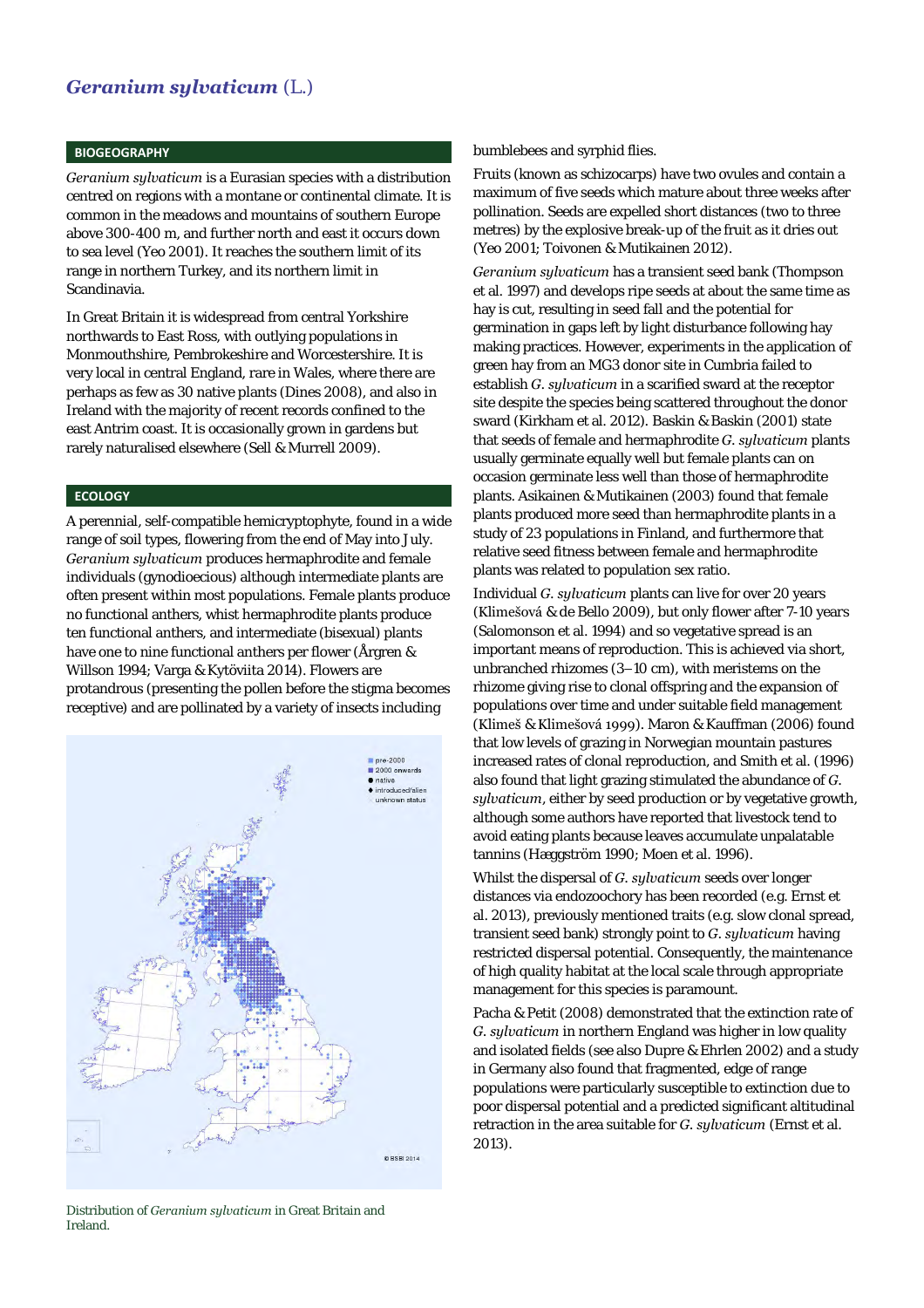## *Geranium sylvaticum* (L.)

### BIOGEOGRAPHY

*Geranium sylvaticum* is a Eurasian species with a distribution centred on regions with a montane or continental climate. It is common in the meadows and mountains of southern Europe above 300-400 m, and further north and east it occurs down to sea level (Yeo 2001). It reaches the southern limit of its range in northern Turkey, and its northern limit in Scandinavia.

In Great Britain it is widespread from central Yorkshire northwards to East Ross, with outlying populations in Monmouthshire, Pembrokeshire and Worcestershire. It is very local in central England, rare in Wales, where there are perhaps as few as 30 native plants (Dines 2008), and also in Ireland with the majority of recent records confined to the east Antrim coast. It is occasionally grown in gardens but rarely naturalised elsewhere (Sell & Murrell 2009).

### ECOLOGY

A perennial, self-compatible hemicryptophyte, found in a wide range of soil types, flowering from the end of May into July. *Geranium sylvaticum* produces hermaphrodite and female individuals (gynodioecious) although intermediate plants are often present within most populations. Female plants produce no functional anthers, whilst hermaphrodite plants produce ten functional anthers, and intermediate (bisexual) plants have one to nine functional anthers per flower (Årgren & Willson 1994; Varga & Kytöviita 2014). Flowers are protandrous (presenting the pollen before the stigma becomes receptive) and are pollinated by a variety of insects including bumblebees and syrphid flies.

Distribution of *Geranium sylvaticum* in Great Britain and Ireland.

Fruits (known as schizocarps) have two ovules and contain a maximum of five seeds which mature about three weeks after pollination. Seeds are expelled short distances (two to three metres) by the explosive break-up of the fruit as it dries out (Yeo 2001; Toivonen & Mutikainen 2012).

*Geranium sylvaticum* has a transient seed bank (Thompson et al. 1997) and develops ripe seeds at about the same time as hay is cut, resulting in seed fall and the potential for germination in gaps left by light disturbance following hay making practices. However, experiments in the application of green hay from an MG3 donor site in Cumbria failed to establish *G. sylvaticum* in a scarified sward at the receptor site despite the species being scattered throughout the donor sward (Kirkham et al. 2012). Baskin & Baskin (2001) state that seeds of female and hermaphrodite *G. sylvaticum* plants usually germinate equally well but female plants can on occasion germinate less well than those of hermaphrodite plants. Asikainen & Mutikainen (2003) found that female plants produced more seed than hermaphrodite plants in a study of 23 populations in Finland, and furthermore that relative seed fitness between female and hermaphrodite plants was related to population sex ratio.

Individual *G. sylvaticum* plants can live for over 20 years (Klimešová & de Bello 2009), but only flower after 7-10 years (Salomonson et al. 1994) and so vegetative spread is an important means of reproduction. This is achieved via short, unbranched rhizomes (3–10 cm), with meristems on the rhizome giving rise to clonal offspring and the expansion of populations over time and under suitable field management (Klimeš & Klimešová 1999). Maron & Kauffman (2006) found that low levels of grazing in Norwegian mountain pastures increased rates of clonal reproduction, and Smith et al. (1996) also found that light grazing stimulated the abundance of *G. sylvaticum*, either by seed production or by vegetative growth, although some authors have reported that livestock tend to avoid eating plants because leaves accumulate unpalatable tannins (Hæggström 1990; Moen et al. 1996).

Whilst the dispersal of *G. sylvaticum* seeds over longer distances via endozoochory has been recorded (e.g. Ernst et al. 2013), previously mentioned traits (e.g. slow clonal spread, transient seed bank) strongly point to *G. sylvaticum* having restricted dispersal potential. Consequently, the maintenance of high quality habitat at the local scale through appropriate management for this species is paramount.

Pacha & Petit (2008) demonstrated that the extinction rate of *G. sylvaticum* in northern England was higher in low quality and isolated fields (see also Dupre & Ehrlen 2002) and a study in Germany also found that fragmented, edge of range populations were particularly susceptible to extinction due to poor dispersal potential and a predicted significant altitudinal retraction in the area suitable for *G. sylvaticum* (Ernst et al. 2013).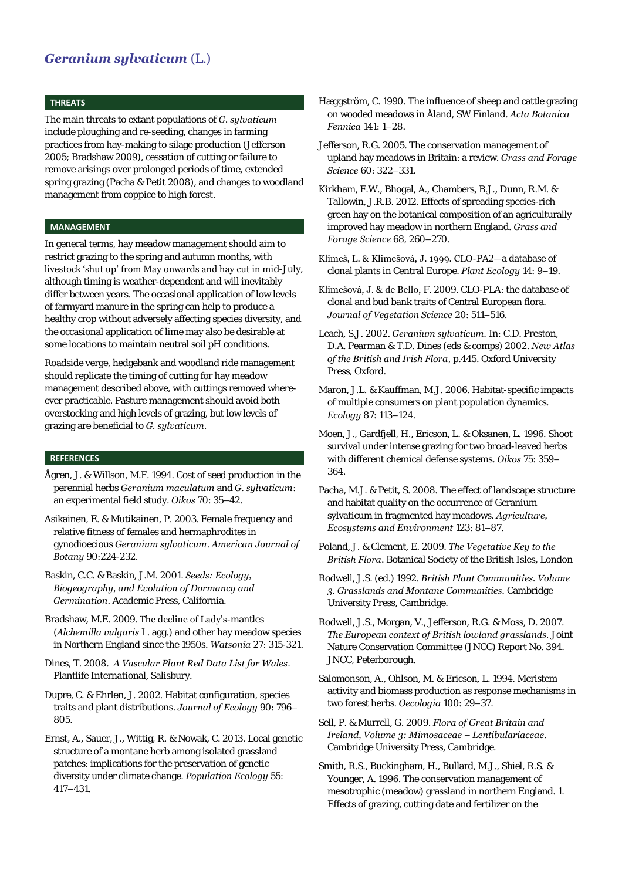# *Geranium sylvaticum* (L.)

## THREATS

The main threats to extant populations of *G. sylvaticum* include ploughing and re-seeding, changes in farming practices from hay-making to silage production (Jefferson 2005; Bradshaw 2009), cessation of cutting or failure to remove arisings over prolonged periods of time, extended spring grazing (Pacha & Petit 2008), and changes to woodland management from coppice to high forest.

## MANAGEMENT

In general terms, hay meadow management should aim to restrict grazing to the spring and autumn months, with livestock 'shut up' from May onwards and hay cut in mid-July, although timing is weather-dependent and will inevitably differ between years. The occasional application of low levels of farmyard manure in the spring can help to produce a healthy crop without adversely affecting species diversity, and the occasional application of lime may also be desirable at some locations to maintain neutral soil pH conditions.

Roadside verge, hedgebank and woodland ride management should replicate the timing of cutting for hay meadow management described above, with cuttings removed where-ever practicable. Pasture management should avoid both overstocking and high levels of grazing, but low levels of grazing are beneficial to *G. sylvaticum*.

## REFERENCES

Ågren, J. & Willson, M.F. 1994. Cost of seed production in the perennial herbs *Geranium maculatum* and *G. sylvaticum*: an experimental field study. *Oikos* 70: 35–42.

Asikainen, E. & Mutikainen, P. 2003. Female frequency and relative fitness of females and hermaphrodites in gynodioecious *Geranium sylvaticum*. *American Journal of Botany* 90:224-232.

Baskin, C.C. & Baskin, J.M. 2001. *Seeds: Ecology, Biogeography, and Evolution of Dormancy and Germination*. Academic Press, California.

Bradshaw, M.E. 2009. The decline of Lady's-mantles (*Alchemilla vulgaris* L. agg.) and other hay meadow species in Northern England since the 1950s. *Watsonia* 27: 315-321.

Dines, T. 2008. *A Vascular Plant Red Data List for Wales*. Plantlife International, Salisbury.

Dupre, C. & Ehrlen, J. 2002. Habitat configuration, species traits and plant distributions. *Journal of Ecology* 90: 796–805.

Ernst, A., Sauer, J., Wittig, R. & Nowak, C. 2013. Local genetic structure of a montane herb among isolated grassland patches: implications for the preservation of genetic diversity under climate change. *Population Ecology* 55: 417–431.

Hæggström, C. 1990. The influence of sheep and cattle grazing on wooded meadows in Åland, SW Finland. *Acta Botanica Fennica* 141: 1–28.

Jefferson, R.G. 2005. The conservation management of upland hay meadows in Britain: a review. *Grass and Forage Science* 60: 322–331.

Kirkham, F.W., Bhogal, A., Chambers, B.J., Dunn, R.M. & Tallowin, J.R.B. 2012. Effects of spreading species-rich green hay on the botanical composition of an agriculturally improved hay meadow in northern England. *Grass and Forage Science* 68, 260–270.

Klimeš, L. & Klimešová, J. 1999. CLO-PA2—a database of clonal plants in Central Europe. *Plant Ecology* 14: 9–19.

Klimešová, J. & de Bello, F. 2009. CLO-PLA: the database of clonal and bud bank traits of Central European flora. *Journal of Vegetation Science* 20: 511–516.

Leach, S.J. 2002. *Geranium sylvaticum*. In: C.D. Preston, D.A. Pearman & T.D. Dines (eds & comps) 2002. *New Atlas of the British and Irish Flora*, p.445. Oxford University Press, Oxford.

Maron, J.L. & Kauffman, M.J. 2006. Habitat-specific impacts of multiple consumers on plant population dynamics. *Ecology* 87: 113–124.

Moen, J., Gardfjell, H., Ericson, L. & Oksanen, L. 1996. Shoot survival under intense grazing for two broad-leaved herbs with different chemical defense systems. *Oikos* 75: 359–364.

Pacha, M.J. & Petit, S. 2008. The effect of landscape structure and habitat quality on the occurrence of Geranium sylvaticum in fragmented hay meadows. *Agriculture, Ecosystems and Environment* 123: 81–87.

Poland, J. & Clement, E. 2009. *The Vegetative Key to the British Flora*. Botanical Society of the British Isles, London

Rodwell, J.S. (ed.) 1992. *British Plant Communities. Volume 3. Grasslands and Montane Communities*. Cambridge University Press, Cambridge.

Rodwell, J.S., Morgan, V., Jefferson, R.G. & Moss, D. 2007. *The European context of British lowland grasslands*. Joint Nature Conservation Committee (JNCC) Report No. 394. JNCC, Peterborough.

Salomonson, A., Ohlson, M. & Ericson, L. 1994. Meristem activity and biomass production as response mechanisms in two forest herbs. *Oecologia* 100: 29–37.

Sell, P. & Murrell, G. 2009. *Flora of Great Britain and Ireland, Volume 3: Mimosaceae – Lentibulariaceae*. Cambridge University Press, Cambridge.

Smith, R.S., Buckingham, H., Bullard, M.J., Shiel, R.S. & Younger, A. 1996. The conservation management of mesotrophic (meadow) grassland in northern England. 1. Effects of grazing, cutting date and fertilizer on the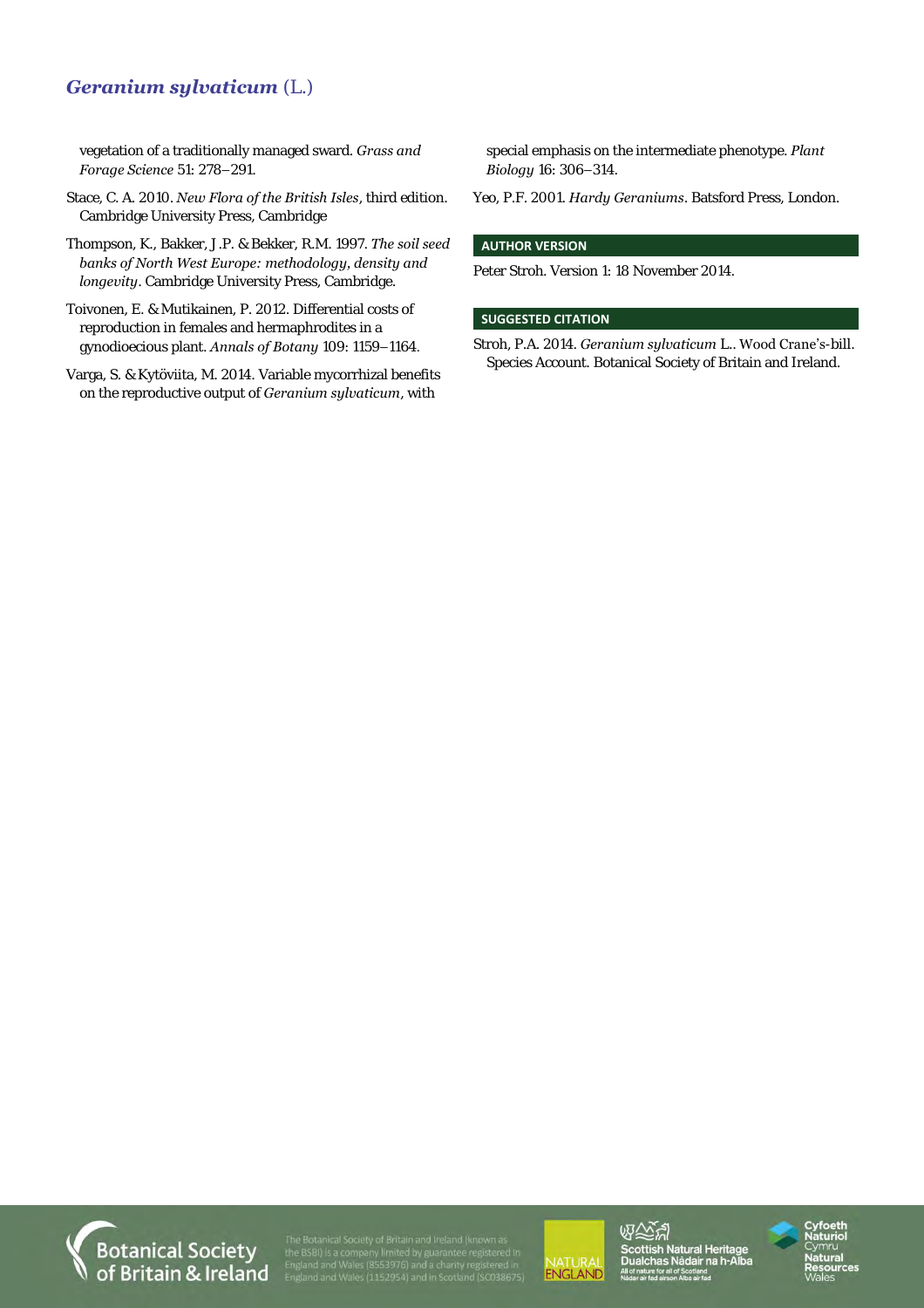vegetation of a traditionally managed sward. *Grass and Forage Science* 51: 278–291.

Stace, C. A. 2010. *New Flora of the British Isles*, third edition. Cambridge University Press, Cambridge

Thompson, K., Bakker, J.P. & Bekker, R.M. 1997. *The soil seed banks of North West Europe: methodology, density and longevity*. Cambridge University Press, Cambridge.

Toivonen, E. & Mutikainen, P. 2012. Differential costs of reproduction in females and hermaphrodites in a gynodioecious plant. *Annals of Botany* 109: 1159–1164.

Varga, S. & Kytöviita, M. 2014. Variable mycorrhizal benefits on the reproductive output of *Geranium sylvaticum*, with special emphasis on the intermediate phenotype. *Plant Biology* 16: 306–314.

Yeo, P.F. 2001. *Hardy Geraniums*. Batsford Press, London.

## AUTHOR VERSION

Peter Stroh. Version 1: 18 November 2014.

## SUGGESTED CITATION

Stroh, P.A. 2014. *Geranium sylvaticum* L.. Wood Crane's-bill. Species Account. Botanical Society of Britain and Ireland.

Botanical Society of Britain & Ireland

The Botanical Society of Britain and Ireland (known as the BSBI) is a company limited by guarantee registered in England and Wales (8553976) and a charity registered in England and Wales (1152954) and in Scotland (SC038675)

NATURAL ENGLAND

Scottish Natural Heritage
Dualchas Nàdair na h-Alba
All of nature for all of Scotland
Nàdar air fad airson Alba air fad

Cyfoeth Naturiol Cymru
Natural Resources Wales